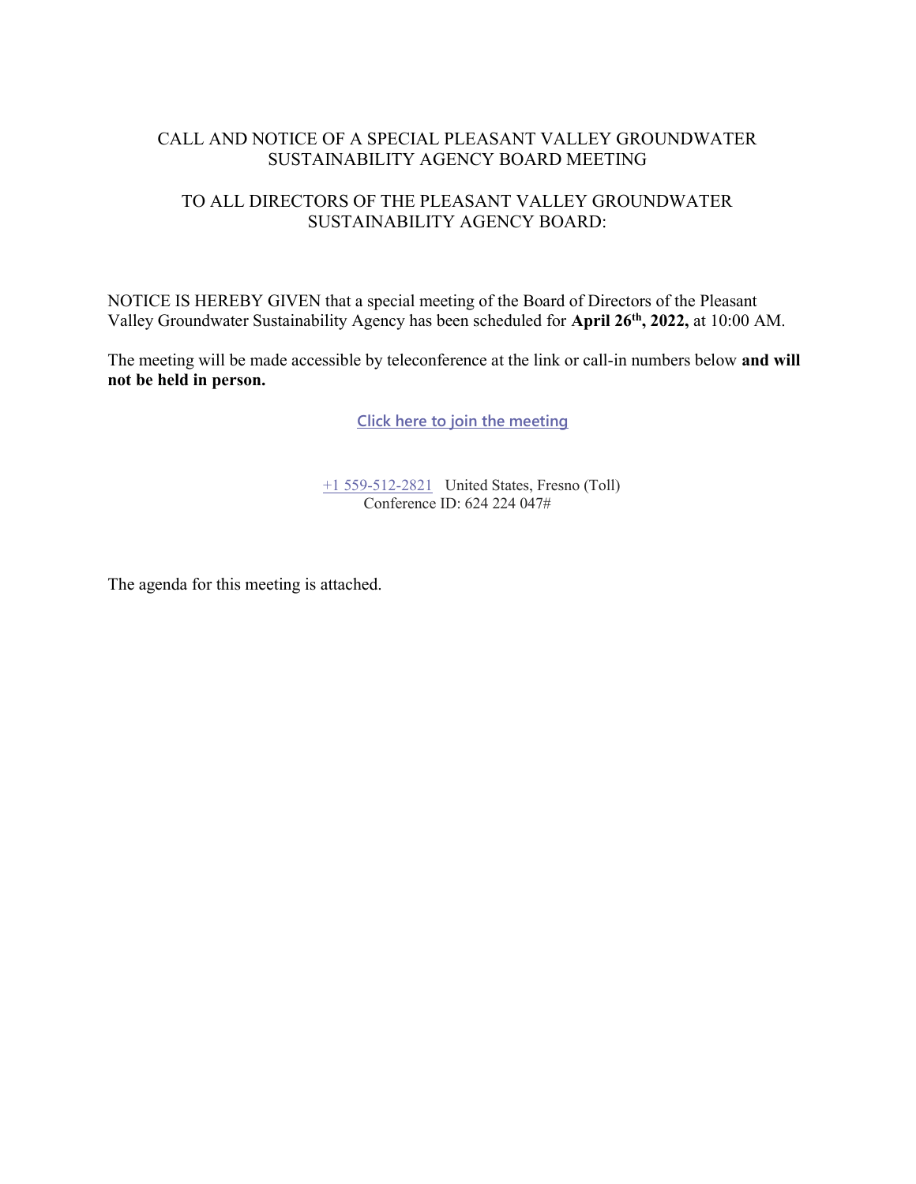# CALL AND NOTICE OF A SPECIAL PLEASANT VALLEY GROUNDWATER SUSTAINABILITY AGENCY BOARD MEETING

## TO ALL DIRECTORS OF THE PLEASANT VALLEY GROUNDWATER SUSTAINABILITY AGENCY BOARD:

NOTICE IS HEREBY GIVEN that a special meeting of the Board of Directors of the Pleasant Valley Groundwater Sustainability Agency has been scheduled for **April 26th, 2022,** at 10:00 AM.

The meeting will be made accessible by teleconference at the link or call-in numbers below **and will not be held in person.**

**Click here to join the meeting**

+1 559-512-2821 United States, Fresno (Toll)
Conference ID: 624 224 047#

The agenda for this meeting is attached.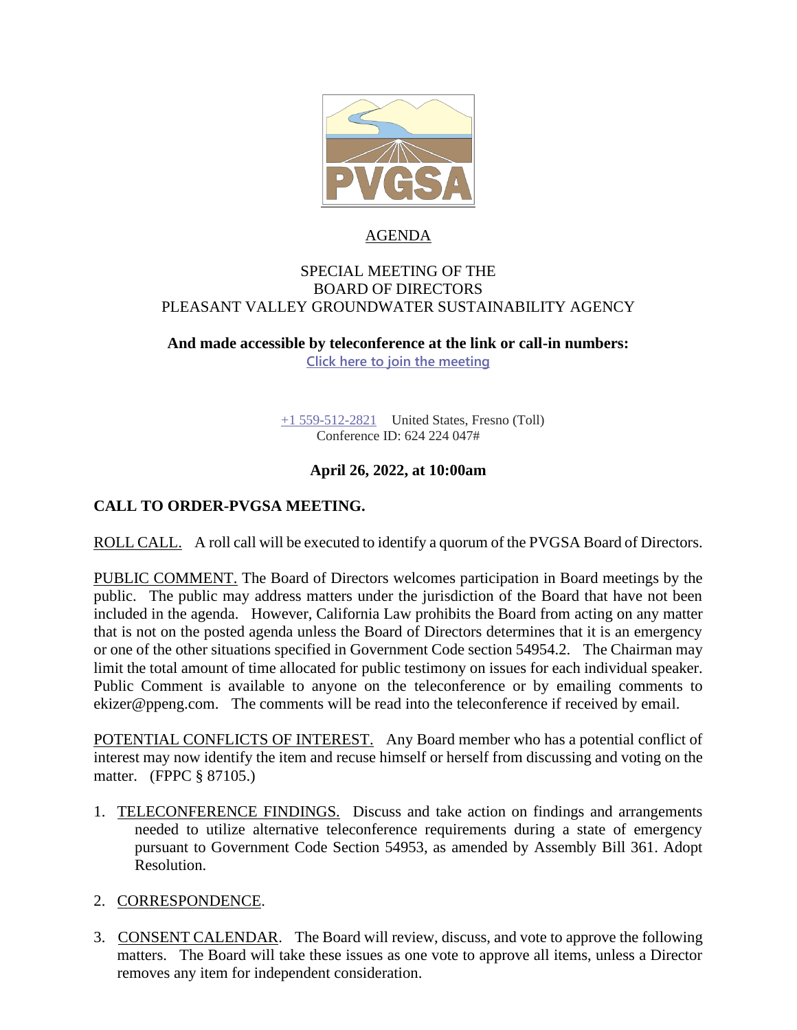# AGENDA

SPECIAL MEETING OF THE
BOARD OF DIRECTORS
PLEASANT VALLEY GROUNDWATER SUSTAINABILITY AGENCY

**And made accessible by teleconference at the link or call-in numbers:**

Click here to join the meeting

+1 559-512-2821 United States, Fresno (Toll)
Conference ID: 624 224 047#

**April 26, 2022, at 10:00am**

## CALL TO ORDER-PVGSA MEETING.

ROLL CALL. A roll call will be executed to identify a quorum of the PVGSA Board of Directors.

PUBLIC COMMENT. The Board of Directors welcomes participation in Board meetings by the public. The public may address matters under the jurisdiction of the Board that have not been included in the agenda. However, California Law prohibits the Board from acting on any matter that is not on the posted agenda unless the Board of Directors determines that it is an emergency or one of the other situations specified in Government Code section 54954.2. The Chairman may limit the total amount of time allocated for public testimony on issues for each individual speaker. Public Comment is available to anyone on the teleconference or by emailing comments to ekizer@ppeng.com. The comments will be read into the teleconference if received by email.

POTENTIAL CONFLICTS OF INTEREST. Any Board member who has a potential conflict of interest may now identify the item and recuse himself or herself from discussing and voting on the matter. (FPPC § 87105.)

1. TELECONFERENCE FINDINGS. Discuss and take action on findings and arrangements needed to utilize alternative teleconference requirements during a state of emergency pursuant to Government Code Section 54953, as amended by Assembly Bill 361. Adopt Resolution.

2. CORRESPONDENCE.

3. CONSENT CALENDAR. The Board will review, discuss, and vote to approve the following matters. The Board will take these issues as one vote to approve all items, unless a Director removes any item for independent consideration.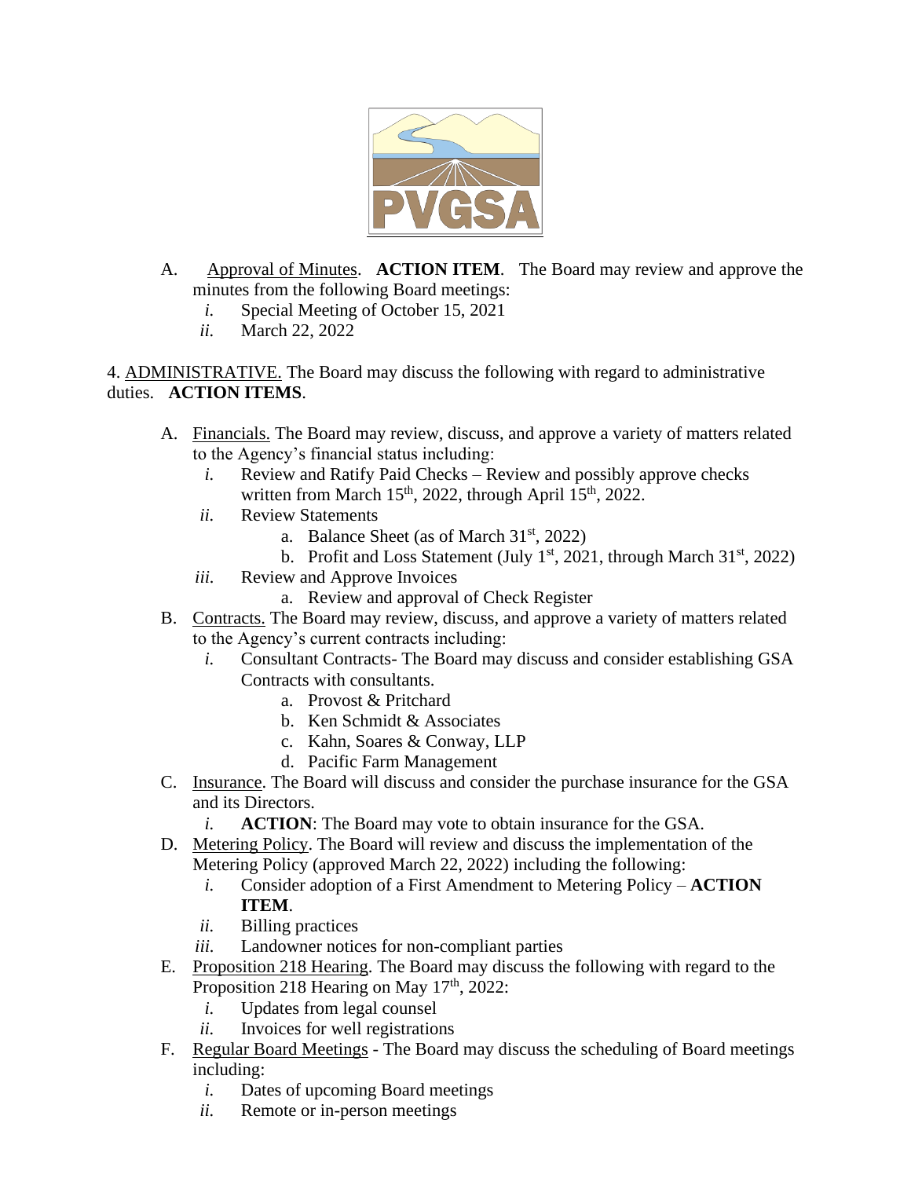A. <u>Approval of Minutes</u>. **ACTION ITEM**. The Board may review and approve the minutes from the following Board meetings:

   *i.* Special Meeting of October 15, 2021

   *ii.* March 22, 2022

4. <u>ADMINISTRATIVE.</u> The Board may discuss the following with regard to administrative duties. **ACTION ITEMS**.

A. <u>Financials.</u> The Board may review, discuss, and approve a variety of matters related to the Agency's financial status including:

   *i.* Review and Ratify Paid Checks – Review and possibly approve checks written from March 15th, 2022, through April 15th, 2022.

   *ii.* Review Statements

      a. Balance Sheet (as of March 31st, 2022)

      b. Profit and Loss Statement (July 1st, 2021, through March 31st, 2022)

   *iii.* Review and Approve Invoices

      a. Review and approval of Check Register

B. <u>Contracts.</u> The Board may review, discuss, and approve a variety of matters related to the Agency's current contracts including:

   *i.* Consultant Contracts- The Board may discuss and consider establishing GSA Contracts with consultants.

      a. Provost & Pritchard

      b. Ken Schmidt & Associates

      c. Kahn, Soares & Conway, LLP

      d. Pacific Farm Management

C. <u>Insurance</u>. The Board will discuss and consider the purchase insurance for the GSA and its Directors.

   *i.* **ACTION**: The Board may vote to obtain insurance for the GSA.

D. <u>Metering Policy</u>. The Board will review and discuss the implementation of the Metering Policy (approved March 22, 2022) including the following:

   *i.* Consider adoption of a First Amendment to Metering Policy – **ACTION ITEM**.

   *ii.* Billing practices

   *iii.* Landowner notices for non-compliant parties

E. <u>Proposition 218 Hearing</u>. The Board may discuss the following with regard to the Proposition 218 Hearing on May 17th, 2022:

   *i.* Updates from legal counsel

   *ii.* Invoices for well registrations

F. <u>Regular Board Meetings</u> - The Board may discuss the scheduling of Board meetings including:

   *i.* Dates of upcoming Board meetings

   *ii.* Remote or in-person meetings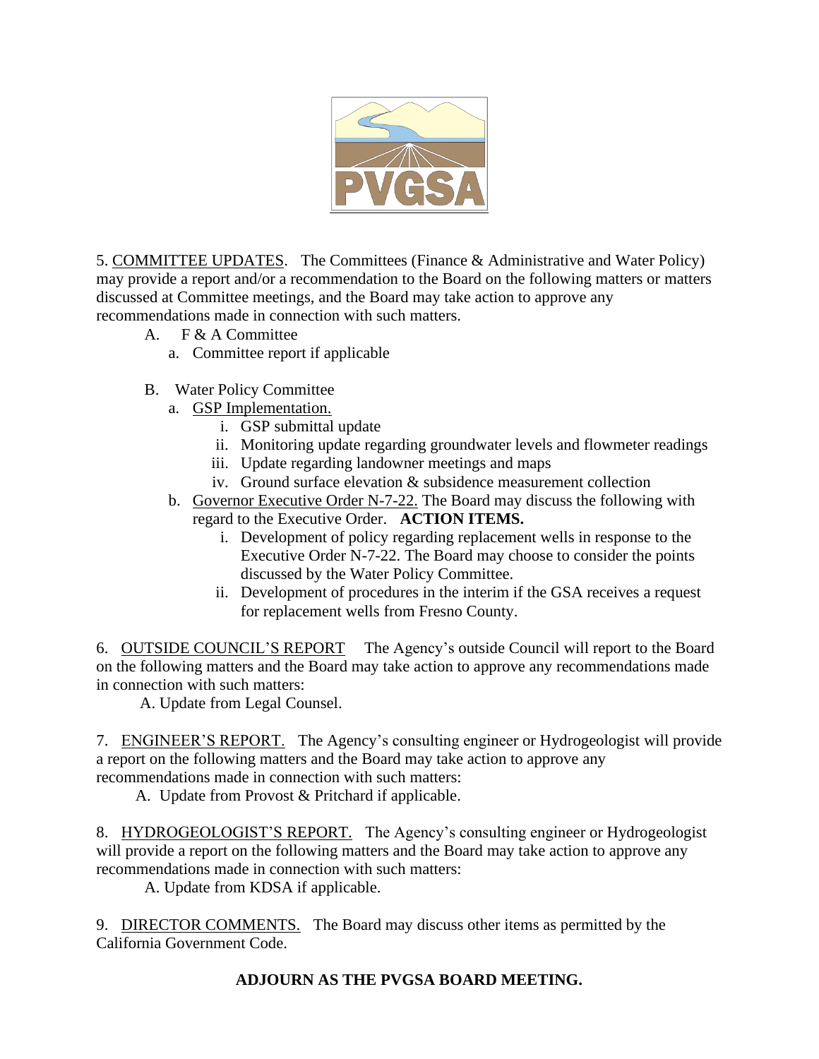5. COMMITTEE UPDATES. The Committees (Finance & Administrative and Water Policy) may provide a report and/or a recommendation to the Board on the following matters or matters discussed at Committee meetings, and the Board may take action to approve any recommendations made in connection with such matters.

A. F & A Committee
   a. Committee report if applicable

B. Water Policy Committee
   a. GSP Implementation.
      i. GSP submittal update
      ii. Monitoring update regarding groundwater levels and flowmeter readings
      iii. Update regarding landowner meetings and maps
      iv. Ground surface elevation & subsidence measurement collection
   b. Governor Executive Order N-7-22. The Board may discuss the following with regard to the Executive Order. **ACTION ITEMS.**
      i. Development of policy regarding replacement wells in response to the Executive Order N-7-22. The Board may choose to consider the points discussed by the Water Policy Committee.
      ii. Development of procedures in the interim if the GSA receives a request for replacement wells from Fresno County.

6. OUTSIDE COUNCIL'S REPORT The Agency's outside Council will report to the Board on the following matters and the Board may take action to approve any recommendations made in connection with such matters:

A. Update from Legal Counsel.

7. ENGINEER'S REPORT. The Agency's consulting engineer or Hydrogeologist will provide a report on the following matters and the Board may take action to approve any recommendations made in connection with such matters:

A. Update from Provost & Pritchard if applicable.

8. HYDROGEOLOGIST'S REPORT. The Agency's consulting engineer or Hydrogeologist will provide a report on the following matters and the Board may take action to approve any recommendations made in connection with such matters:

A. Update from KDSA if applicable.

9. DIRECTOR COMMENTS. The Board may discuss other items as permitted by the California Government Code.

**ADJOURN AS THE PVGSA BOARD MEETING.**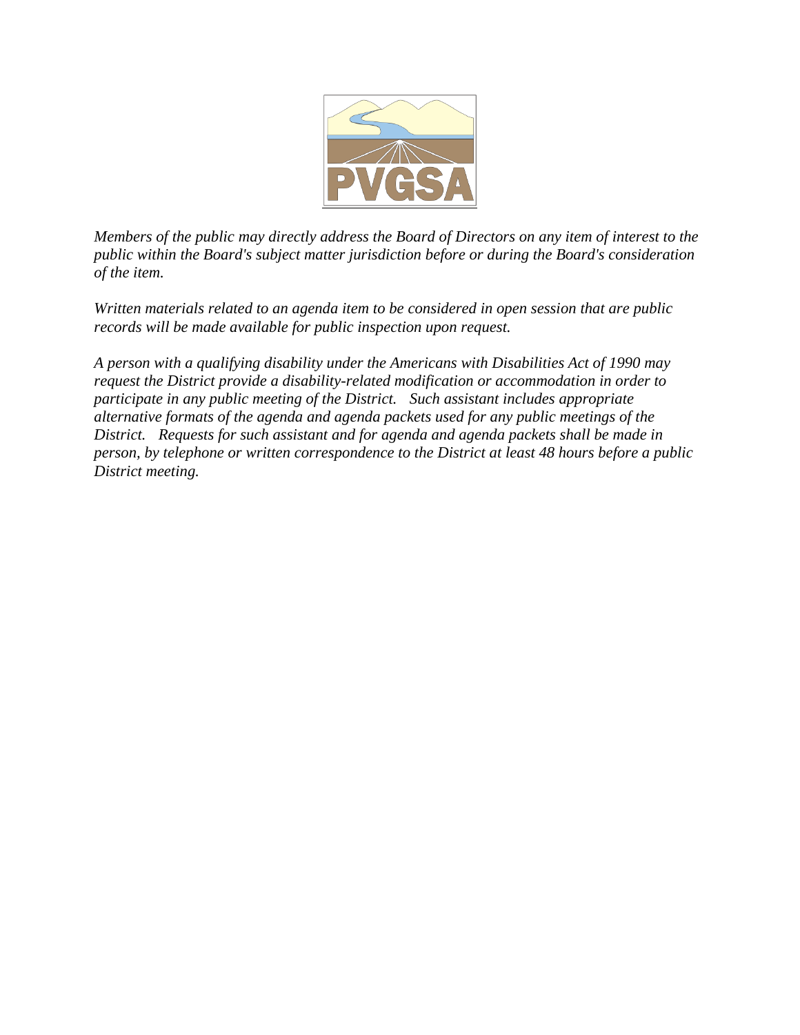PVGSA

*Members of the public may directly address the Board of Directors on any item of interest to the public within the Board's subject matter jurisdiction before or during the Board's consideration of the item.*

*Written materials related to an agenda item to be considered in open session that are public records will be made available for public inspection upon request.*

*A person with a qualifying disability under the Americans with Disabilities Act of 1990 may request the District provide a disability-related modification or accommodation in order to participate in any public meeting of the District. Such assistant includes appropriate alternative formats of the agenda and agenda packets used for any public meetings of the District. Requests for such assistant and for agenda and agenda packets shall be made in person, by telephone or written correspondence to the District at least 48 hours before a public District meeting.*